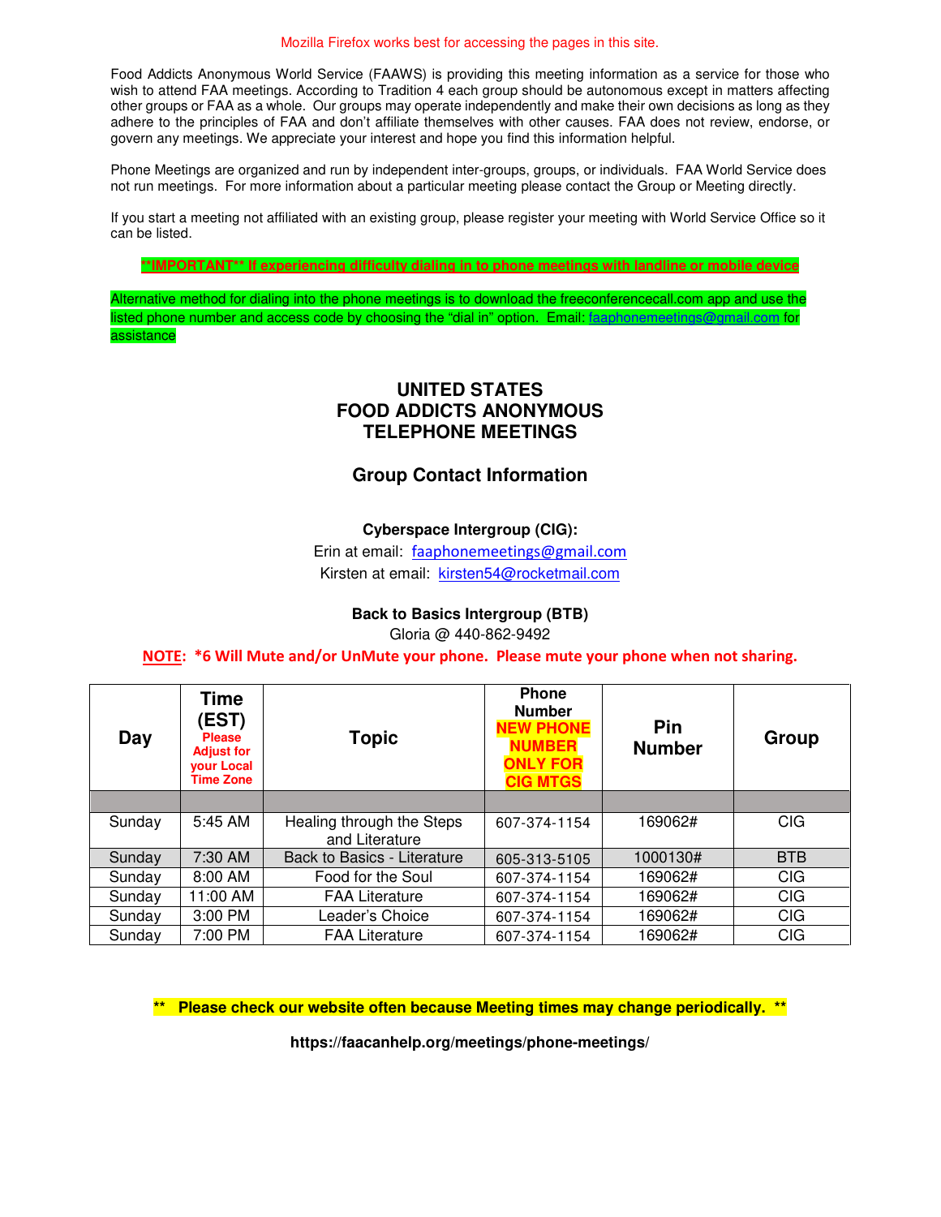Mozilla Firefox works best for accessing the pages in this site.

Food Addicts Anonymous World Service (FAAWS) is providing this meeting information as a service for those who wish to attend FAA meetings. According to Tradition 4 each group should be autonomous except in matters affecting other groups or FAA as a whole. Our groups may operate independently and make their own decisions as long as they adhere to the principles of FAA and don't affiliate themselves with other causes. FAA does not review, endorse, or govern any meetings. We appreciate your interest and hope you find this information helpful.

Phone Meetings are organized and run by independent inter-groups, groups, or individuals. FAA World Service does not run meetings. For more information about a particular meeting please contact the Group or Meeting directly.

If you start a meeting not affiliated with an existing group, please register your meeting with World Service Office so it can be listed.

**\*\*IMPORTANT\*\* If experiencing difficulty dialing in to phone meetings with landline or mobile device**

Alternative method for dialing into the phone meetings is to download the freeconferencecall.com app and use the listed phone number and access code by choosing the "dial in" option. Email: faaphonemeetings@gmail.com for assistance

# UNITED STATES
# FOOD ADDICTS ANONYMOUS
# TELEPHONE MEETINGS

## Group Contact Information

**Cyberspace Intergroup (CIG):**

Erin at email: faaphonemeetings@gmail.com

Kirsten at email: kirsten54@rocketmail.com

**Back to Basics Intergroup (BTB)**

Gloria @ 440-862-9492

**NOTE: \*6 Will Mute and/or UnMute your phone. Please mute your phone when not sharing.**

| Day | Time (EST) Please Adjust for your Local Time Zone | Topic | Phone Number NEW PHONE NUMBER ONLY FOR CIG MTGS | Pin Number | Group |
|---|---|---|---|---|---|
| | | | | | |
| Sunday | 5:45 AM | Healing through the Steps and Literature | 607-374-1154 | 169062# | CIG |
| Sunday | 7:30 AM | Back to Basics - Literature | 605-313-5105 | 1000130# | BTB |
| Sunday | 8:00 AM | Food for the Soul | 607-374-1154 | 169062# | CIG |
| Sunday | 11:00 AM | FAA Literature | 607-374-1154 | 169062# | CIG |
| Sunday | 3:00 PM | Leader's Choice | 607-374-1154 | 169062# | CIG |
| Sunday | 7:00 PM | FAA Literature | 607-374-1154 | 169062# | CIG |

**\*\* Please check our website often because Meeting times may change periodically. \*\***

**https://faacanhelp.org/meetings/phone-meetings/**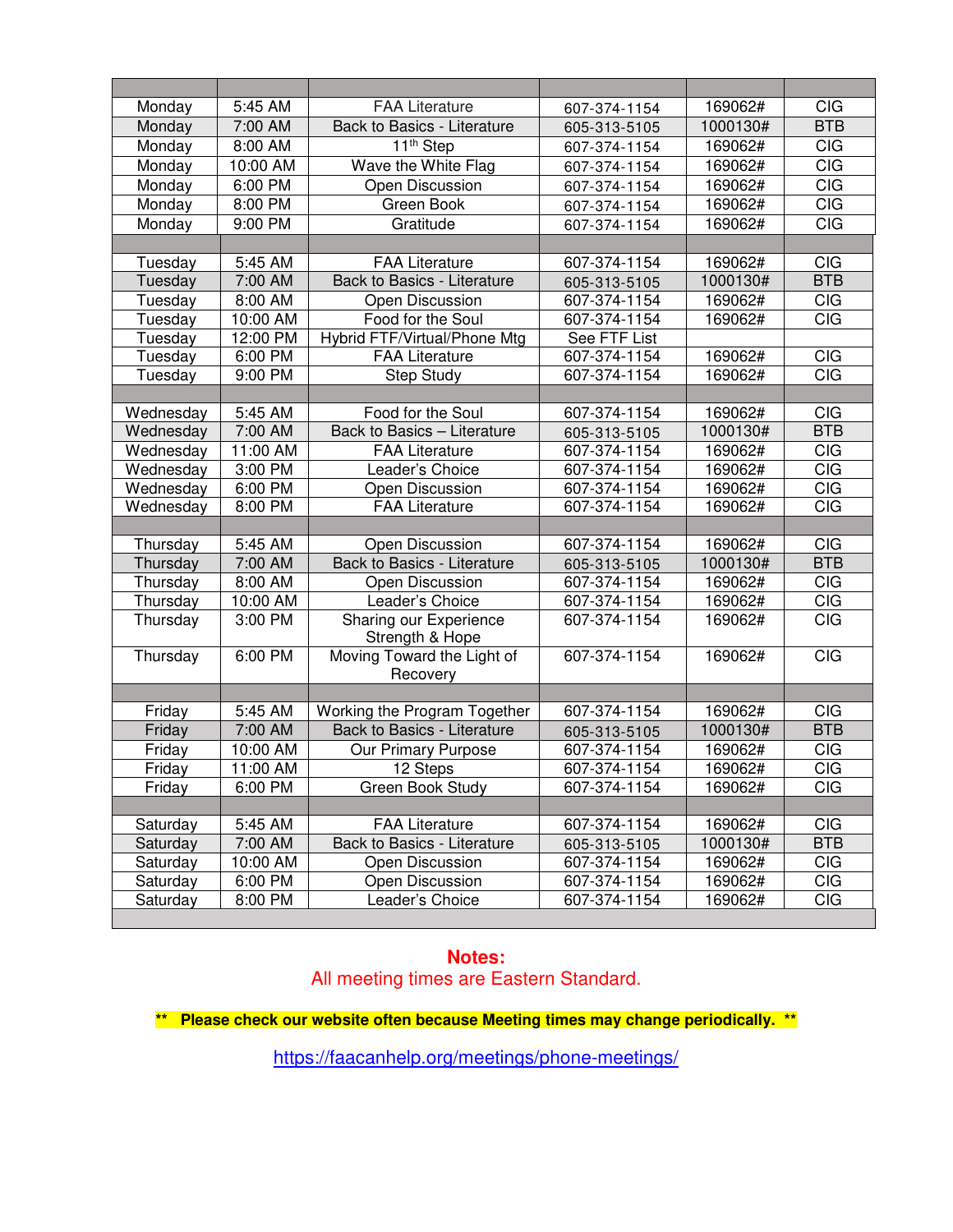| | | | | | |
|---|---|---|---|---|---|
| Monday | 5:45 AM | FAA Literature | 607-374-1154 | 169062# | CIG |
| Monday | 7:00 AM | Back to Basics - Literature | 605-313-5105 | 1000130# | BTB |
| Monday | 8:00 AM | 11th Step | 607-374-1154 | 169062# | CIG |
| Monday | 10:00 AM | Wave the White Flag | 607-374-1154 | 169062# | CIG |
| Monday | 6:00 PM | Open Discussion | 607-374-1154 | 169062# | CIG |
| Monday | 8:00 PM | Green Book | 607-374-1154 | 169062# | CIG |
| Monday | 9:00 PM | Gratitude | 607-374-1154 | 169062# | CIG |
| | | | | | |
| Tuesday | 5:45 AM | FAA Literature | 607-374-1154 | 169062# | CIG |
| Tuesday | 7:00 AM | Back to Basics - Literature | 605-313-5105 | 1000130# | BTB |
| Tuesday | 8:00 AM | Open Discussion | 607-374-1154 | 169062# | CIG |
| Tuesday | 10:00 AM | Food for the Soul | 607-374-1154 | 169062# | CIG |
| Tuesday | 12:00 PM | Hybrid FTF/Virtual/Phone Mtg | See FTF List | | |
| Tuesday | 6:00 PM | FAA Literature | 607-374-1154 | 169062# | CIG |
| Tuesday | 9:00 PM | Step Study | 607-374-1154 | 169062# | CIG |
| | | | | | |
| Wednesday | 5:45 AM | Food for the Soul | 607-374-1154 | 169062# | CIG |
| Wednesday | 7:00 AM | Back to Basics – Literature | 605-313-5105 | 1000130# | BTB |
| Wednesday | 11:00 AM | FAA Literature | 607-374-1154 | 169062# | CIG |
| Wednesday | 3:00 PM | Leader's Choice | 607-374-1154 | 169062# | CIG |
| Wednesday | 6:00 PM | Open Discussion | 607-374-1154 | 169062# | CIG |
| Wednesday | 8:00 PM | FAA Literature | 607-374-1154 | 169062# | CIG |
| | | | | | |
| Thursday | 5:45 AM | Open Discussion | 607-374-1154 | 169062# | CIG |
| Thursday | 7:00 AM | Back to Basics - Literature | 605-313-5105 | 1000130# | BTB |
| Thursday | 8:00 AM | Open Discussion | 607-374-1154 | 169062# | CIG |
| Thursday | 10:00 AM | Leader's Choice | 607-374-1154 | 169062# | CIG |
| Thursday | 3:00 PM | Sharing our Experience Strength & Hope | 607-374-1154 | 169062# | CIG |
| Thursday | 6:00 PM | Moving Toward the Light of Recovery | 607-374-1154 | 169062# | CIG |
| | | | | | |
| Friday | 5:45 AM | Working the Program Together | 607-374-1154 | 169062# | CIG |
| Friday | 7:00 AM | Back to Basics - Literature | 605-313-5105 | 1000130# | BTB |
| Friday | 10:00 AM | Our Primary Purpose | 607-374-1154 | 169062# | CIG |
| Friday | 11:00 AM | 12 Steps | 607-374-1154 | 169062# | CIG |
| Friday | 6:00 PM | Green Book Study | 607-374-1154 | 169062# | CIG |
| | | | | | |
| Saturday | 5:45 AM | FAA Literature | 607-374-1154 | 169062# | CIG |
| Saturday | 7:00 AM | Back to Basics - Literature | 605-313-5105 | 1000130# | BTB |
| Saturday | 10:00 AM | Open Discussion | 607-374-1154 | 169062# | CIG |
| Saturday | 6:00 PM | Open Discussion | 607-374-1154 | 169062# | CIG |
| Saturday | 8:00 PM | Leader's Choice | 607-374-1154 | 169062# | CIG |

**Notes:**

All meeting times are Eastern Standard.

**\*\* Please check our website often because Meeting times may change periodically. \*\***

https://faacanhelp.org/meetings/phone-meetings/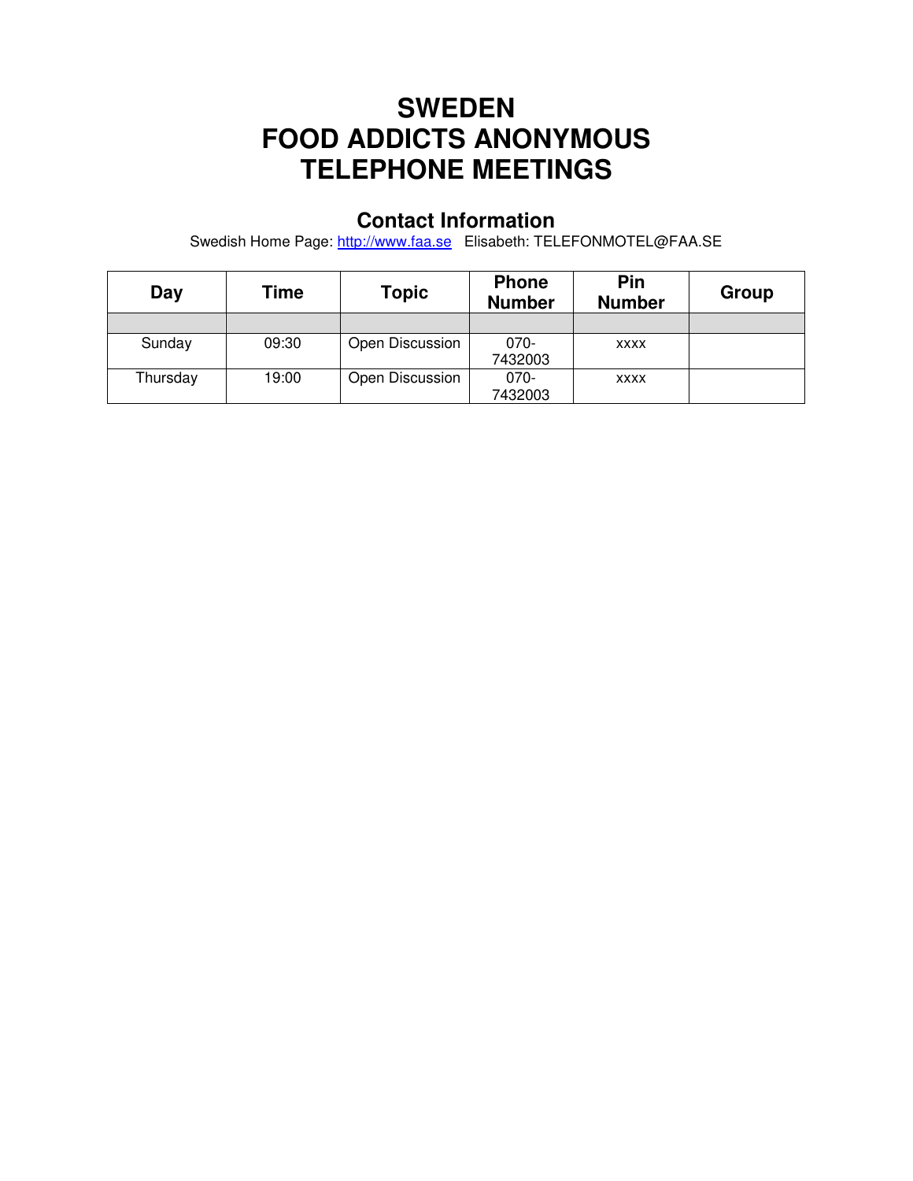# SWEDEN
# FOOD ADDICTS ANONYMOUS
# TELEPHONE MEETINGS

## Contact Information

Swedish Home Page: http://www.faa.se   Elisabeth: TELEFONMOTEL@FAA.SE

| Day | Time | Topic | Phone Number | Pin Number | Group |
|---|---|---|---|---|---|
| | | | | | |
| Sunday | 09:30 | Open Discussion | 070-7432003 | xxxx | |
| Thursday | 19:00 | Open Discussion | 070-7432003 | xxxx | |